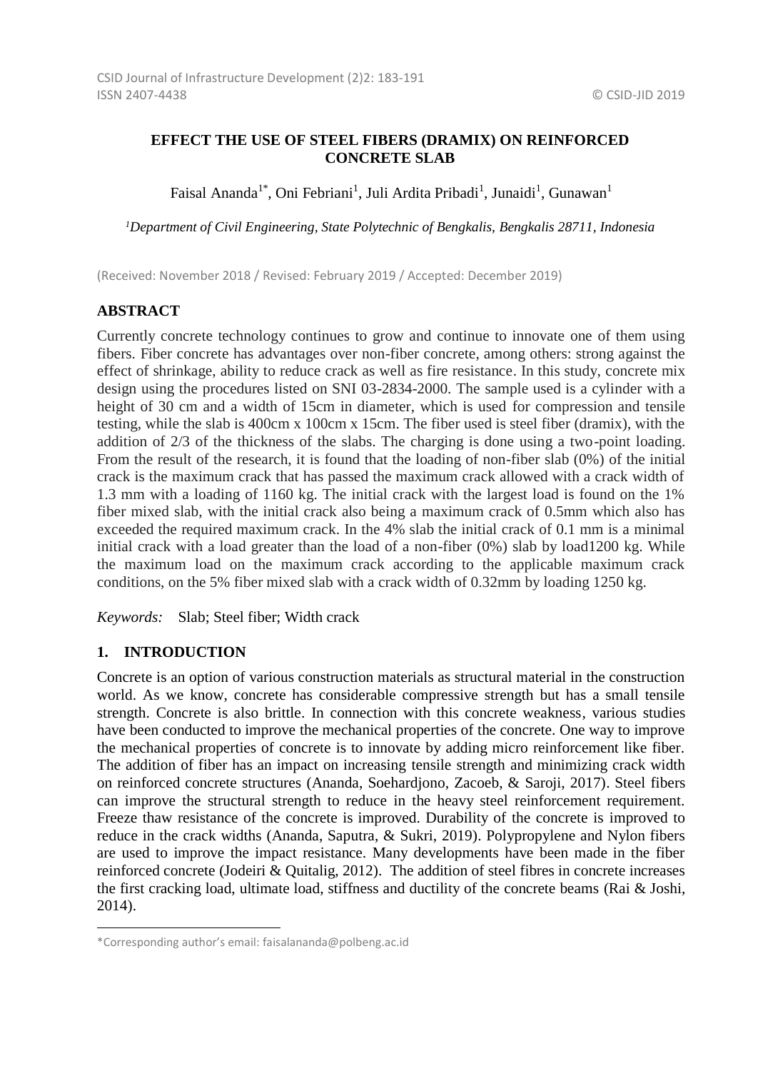# EFFECT THE USE OF STEEL FIBERS (DRAMIX) ON REINFORCED CONCRETE SLAB

Faisal Ananda[1*], Oni Febriani[1], Juli Ardita Pribadi[1], Junaidi[1], Gunawan[1]

*[1]Department of Civil Engineering, State Polytechnic of Bengkalis, Bengkalis 28711, Indonesia*

(Received: November 2018 / Revised: February 2019 / Accepted: December 2019)

## ABSTRACT

Currently concrete technology continues to grow and continue to innovate one of them using fibers. Fiber concrete has advantages over non-fiber concrete, among others: strong against the effect of shrinkage, ability to reduce crack as well as fire resistance. In this study, concrete mix design using the procedures listed on SNI 03-2834-2000. The sample used is a cylinder with a height of 30 cm and a width of 15cm in diameter, which is used for compression and tensile testing, while the slab is 400cm x 100cm x 15cm. The fiber used is steel fiber (dramix), with the addition of 2/3 of the thickness of the slabs. The charging is done using a two-point loading. From the result of the research, it is found that the loading of non-fiber slab (0%) of the initial crack is the maximum crack that has passed the maximum crack allowed with a crack width of 1.3 mm with a loading of 1160 kg. The initial crack with the largest load is found on the 1% fiber mixed slab, with the initial crack also being a maximum crack of 0.5mm which also has exceeded the required maximum crack. In the 4% slab the initial crack of 0.1 mm is a minimal initial crack with a load greater than the load of a non-fiber (0%) slab by load1200 kg. While the maximum load on the maximum crack according to the applicable maximum crack conditions, on the 5% fiber mixed slab with a crack width of 0.32mm by loading 1250 kg.

*Keywords:* Slab; Steel fiber; Width crack

## 1. INTRODUCTION

Concrete is an option of various construction materials as structural material in the construction world. As we know, concrete has considerable compressive strength but has a small tensile strength. Concrete is also brittle. In connection with this concrete weakness, various studies have been conducted to improve the mechanical properties of the concrete. One way to improve the mechanical properties of concrete is to innovate by adding micro reinforcement like fiber. The addition of fiber has an impact on increasing tensile strength and minimizing crack width on reinforced concrete structures (Ananda, Soehardjono, Zacoeb, & Saroji, 2017). Steel fibers can improve the structural strength to reduce in the heavy steel reinforcement requirement. Freeze thaw resistance of the concrete is improved. Durability of the concrete is improved to reduce in the crack widths (Ananda, Saputra, & Sukri, 2019). Polypropylene and Nylon fibers are used to improve the impact resistance. Many developments have been made in the fiber reinforced concrete (Jodeiri & Quitalig, 2012). The addition of steel fibres in concrete increases the first cracking load, ultimate load, stiffness and ductility of the concrete beams (Rai & Joshi, 2014).

---

*Corresponding author's email: faisalananda@polbeng.ac.id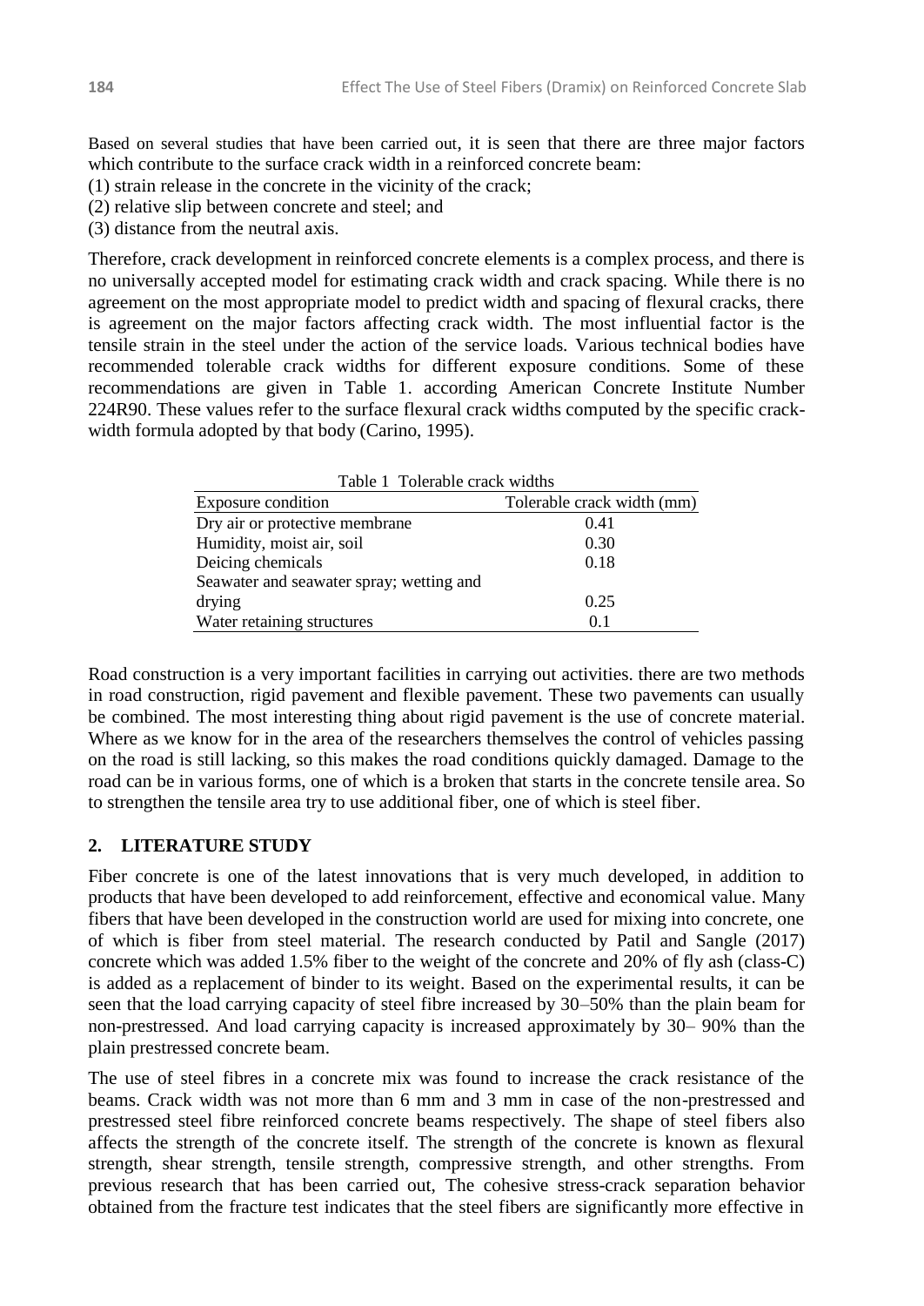Based on several studies that have been carried out, it is seen that there are three major factors which contribute to the surface crack width in a reinforced concrete beam:
(1) strain release in the concrete in the vicinity of the crack;
(2) relative slip between concrete and steel; and
(3) distance from the neutral axis.

Therefore, crack development in reinforced concrete elements is a complex process, and there is no universally accepted model for estimating crack width and crack spacing. While there is no agreement on the most appropriate model to predict width and spacing of flexural cracks, there is agreement on the major factors affecting crack width. The most influential factor is the tensile strain in the steel under the action of the service loads. Various technical bodies have recommended tolerable crack widths for different exposure conditions. Some of these recommendations are given in Table 1. according American Concrete Institute Number 224R90. These values refer to the surface flexural crack widths computed by the specific crack-width formula adopted by that body (Carino, 1995).

Table 1 Tolerable crack widths

| Exposure condition | Tolerable crack width (mm) |
|---|---|
| Dry air or protective membrane | 0.41 |
| Humidity, moist air, soil | 0.30 |
| Deicing chemicals | 0.18 |
| Seawater and seawater spray; wetting and drying | 0.25 |
| Water retaining structures | 0.1 |

Road construction is a very important facilities in carrying out activities. there are two methods in road construction, rigid pavement and flexible pavement. These two pavements can usually be combined. The most interesting thing about rigid pavement is the use of concrete material. Where as we know for in the area of the researchers themselves the control of vehicles passing on the road is still lacking, so this makes the road conditions quickly damaged. Damage to the road can be in various forms, one of which is a broken that starts in the concrete tensile area. So to strengthen the tensile area try to use additional fiber, one of which is steel fiber.

## 2. LITERATURE STUDY

Fiber concrete is one of the latest innovations that is very much developed, in addition to products that have been developed to add reinforcement, effective and economical value. Many fibers that have been developed in the construction world are used for mixing into concrete, one of which is fiber from steel material. The research conducted by Patil and Sangle (2017) concrete which was added 1.5% fiber to the weight of the concrete and 20% of fly ash (class-C) is added as a replacement of binder to its weight. Based on the experimental results, it can be seen that the load carrying capacity of steel fibre increased by 30–50% than the plain beam for non-prestressed. And load carrying capacity is increased approximately by 30– 90% than the plain prestressed concrete beam.

The use of steel fibres in a concrete mix was found to increase the crack resistance of the beams. Crack width was not more than 6 mm and 3 mm in case of the non-prestressed and prestressed steel fibre reinforced concrete beams respectively. The shape of steel fibers also affects the strength of the concrete itself. The strength of the concrete is known as flexural strength, shear strength, tensile strength, compressive strength, and other strengths. From previous research that has been carried out, The cohesive stress-crack separation behavior obtained from the fracture test indicates that the steel fibers are significantly more effective in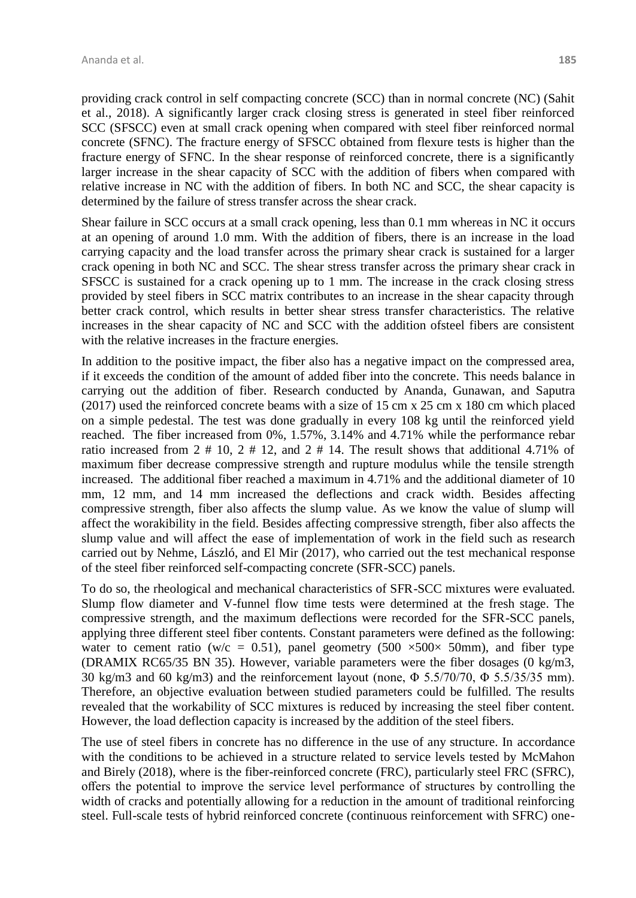providing crack control in self compacting concrete (SCC) than in normal concrete (NC) (Sahit et al., 2018). A significantly larger crack closing stress is generated in steel fiber reinforced SCC (SFSCC) even at small crack opening when compared with steel fiber reinforced normal concrete (SFNC). The fracture energy of SFSCC obtained from flexure tests is higher than the fracture energy of SFNC. In the shear response of reinforced concrete, there is a significantly larger increase in the shear capacity of SCC with the addition of fibers when compared with relative increase in NC with the addition of fibers. In both NC and SCC, the shear capacity is determined by the failure of stress transfer across the shear crack.

Shear failure in SCC occurs at a small crack opening, less than 0.1 mm whereas in NC it occurs at an opening of around 1.0 mm. With the addition of fibers, there is an increase in the load carrying capacity and the load transfer across the primary shear crack is sustained for a larger crack opening in both NC and SCC. The shear stress transfer across the primary shear crack in SFSCC is sustained for a crack opening up to 1 mm. The increase in the crack closing stress provided by steel fibers in SCC matrix contributes to an increase in the shear capacity through better crack control, which results in better shear stress transfer characteristics. The relative increases in the shear capacity of NC and SCC with the addition ofsteel fibers are consistent with the relative increases in the fracture energies.

In addition to the positive impact, the fiber also has a negative impact on the compressed area, if it exceeds the condition of the amount of added fiber into the concrete. This needs balance in carrying out the addition of fiber. Research conducted by Ananda, Gunawan, and Saputra (2017) used the reinforced concrete beams with a size of 15 cm x 25 cm x 180 cm which placed on a simple pedestal. The test was done gradually in every 108 kg until the reinforced yield reached. The fiber increased from 0%, 1.57%, 3.14% and 4.71% while the performance rebar ratio increased from 2 # 10, 2 # 12, and 2 # 14. The result shows that additional 4.71% of maximum fiber decrease compressive strength and rupture modulus while the tensile strength increased. The additional fiber reached a maximum in 4.71% and the additional diameter of 10 mm, 12 mm, and 14 mm increased the deflections and crack width. Besides affecting compressive strength, fiber also affects the slump value. As we know the value of slump will affect the worakibility in the field. Besides affecting compressive strength, fiber also affects the slump value and will affect the ease of implementation of work in the field such as research carried out by Nehme, László, and El Mir (2017), who carried out the test mechanical response of the steel fiber reinforced self-compacting concrete (SFR-SCC) panels.

To do so, the rheological and mechanical characteristics of SFR-SCC mixtures were evaluated. Slump flow diameter and V-funnel flow time tests were determined at the fresh stage. The compressive strength, and the maximum deflections were recorded for the SFR-SCC panels, applying three different steel fiber contents. Constant parameters were defined as the following: water to cement ratio (w/c = 0.51), panel geometry (500 ×500× 50mm), and fiber type (DRAMIX RC65/35 BN 35). However, variable parameters were the fiber dosages (0 kg/m3, 30 kg/m3 and 60 kg/m3) and the reinforcement layout (none, Φ 5.5/70/70, Φ 5.5/35/35 mm). Therefore, an objective evaluation between studied parameters could be fulfilled. The results revealed that the workability of SCC mixtures is reduced by increasing the steel fiber content. However, the load deflection capacity is increased by the addition of the steel fibers.

The use of steel fibers in concrete has no difference in the use of any structure. In accordance with the conditions to be achieved in a structure related to service levels tested by McMahon and Birely (2018), where is the fiber-reinforced concrete (FRC), particularly steel FRC (SFRC), offers the potential to improve the service level performance of structures by controlling the width of cracks and potentially allowing for a reduction in the amount of traditional reinforcing steel. Full-scale tests of hybrid reinforced concrete (continuous reinforcement with SFRC) one-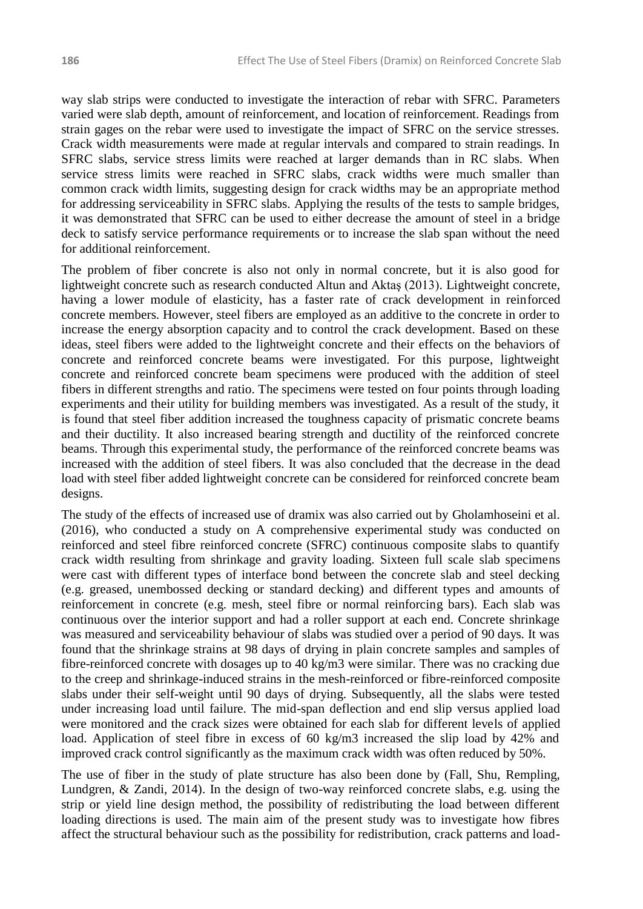way slab strips were conducted to investigate the interaction of rebar with SFRC. Parameters varied were slab depth, amount of reinforcement, and location of reinforcement. Readings from strain gages on the rebar were used to investigate the impact of SFRC on the service stresses. Crack width measurements were made at regular intervals and compared to strain readings. In SFRC slabs, service stress limits were reached at larger demands than in RC slabs. When service stress limits were reached in SFRC slabs, crack widths were much smaller than common crack width limits, suggesting design for crack widths may be an appropriate method for addressing serviceability in SFRC slabs. Applying the results of the tests to sample bridges, it was demonstrated that SFRC can be used to either decrease the amount of steel in a bridge deck to satisfy service performance requirements or to increase the slab span without the need for additional reinforcement.

The problem of fiber concrete is also not only in normal concrete, but it is also good for lightweight concrete such as research conducted Altun and Aktaş (2013). Lightweight concrete, having a lower module of elasticity, has a faster rate of crack development in reinforced concrete members. However, steel fibers are employed as an additive to the concrete in order to increase the energy absorption capacity and to control the crack development. Based on these ideas, steel fibers were added to the lightweight concrete and their effects on the behaviors of concrete and reinforced concrete beams were investigated. For this purpose, lightweight concrete and reinforced concrete beam specimens were produced with the addition of steel fibers in different strengths and ratio. The specimens were tested on four points through loading experiments and their utility for building members was investigated. As a result of the study, it is found that steel fiber addition increased the toughness capacity of prismatic concrete beams and their ductility. It also increased bearing strength and ductility of the reinforced concrete beams. Through this experimental study, the performance of the reinforced concrete beams was increased with the addition of steel fibers. It was also concluded that the decrease in the dead load with steel fiber added lightweight concrete can be considered for reinforced concrete beam designs.

The study of the effects of increased use of dramix was also carried out by Gholamhoseini et al. (2016), who conducted a study on A comprehensive experimental study was conducted on reinforced and steel fibre reinforced concrete (SFRC) continuous composite slabs to quantify crack width resulting from shrinkage and gravity loading. Sixteen full scale slab specimens were cast with different types of interface bond between the concrete slab and steel decking (e.g. greased, unembossed decking or standard decking) and different types and amounts of reinforcement in concrete (e.g. mesh, steel fibre or normal reinforcing bars). Each slab was continuous over the interior support and had a roller support at each end. Concrete shrinkage was measured and serviceability behaviour of slabs was studied over a period of 90 days. It was found that the shrinkage strains at 98 days of drying in plain concrete samples and samples of fibre-reinforced concrete with dosages up to 40 kg/m3 were similar. There was no cracking due to the creep and shrinkage-induced strains in the mesh-reinforced or fibre-reinforced composite slabs under their self-weight until 90 days of drying. Subsequently, all the slabs were tested under increasing load until failure. The mid-span deflection and end slip versus applied load were monitored and the crack sizes were obtained for each slab for different levels of applied load. Application of steel fibre in excess of 60 kg/m3 increased the slip load by 42% and improved crack control significantly as the maximum crack width was often reduced by 50%.

The use of fiber in the study of plate structure has also been done by (Fall, Shu, Rempling, Lundgren, & Zandi, 2014). In the design of two-way reinforced concrete slabs, e.g. using the strip or yield line design method, the possibility of redistributing the load between different loading directions is used. The main aim of the present study was to investigate how fibres affect the structural behaviour such as the possibility for redistribution, crack patterns and load-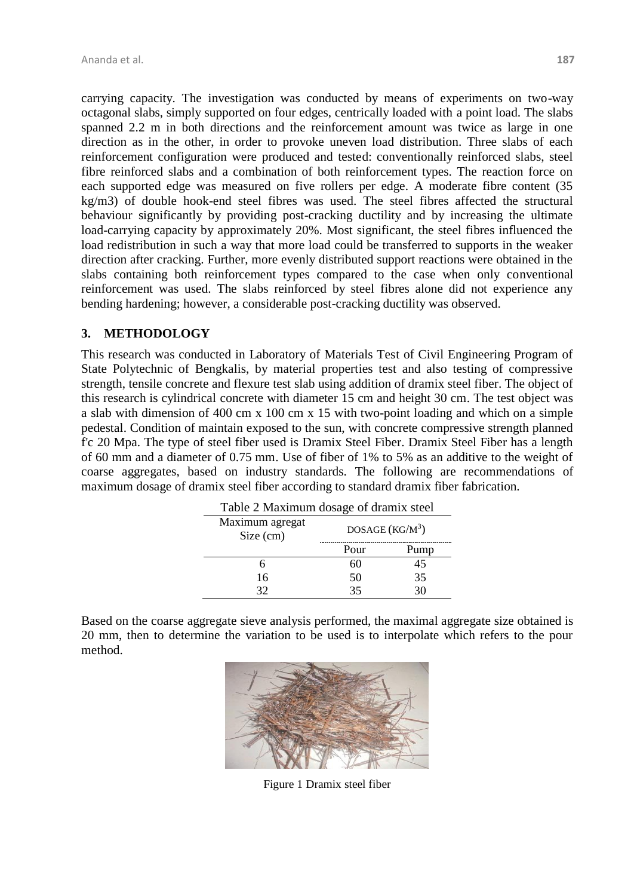carrying capacity. The investigation was conducted by means of experiments on two-way octagonal slabs, simply supported on four edges, centrically loaded with a point load. The slabs spanned 2.2 m in both directions and the reinforcement amount was twice as large in one direction as in the other, in order to provoke uneven load distribution. Three slabs of each reinforcement configuration were produced and tested: conventionally reinforced slabs, steel fibre reinforced slabs and a combination of both reinforcement types. The reaction force on each supported edge was measured on five rollers per edge. A moderate fibre content (35 kg/m3) of double hook-end steel fibres was used. The steel fibres affected the structural behaviour significantly by providing post-cracking ductility and by increasing the ultimate load-carrying capacity by approximately 20%. Most significant, the steel fibres influenced the load redistribution in such a way that more load could be transferred to supports in the weaker direction after cracking. Further, more evenly distributed support reactions were obtained in the slabs containing both reinforcement types compared to the case when only conventional reinforcement was used. The slabs reinforced by steel fibres alone did not experience any bending hardening; however, a considerable post-cracking ductility was observed.

## 3. METHODOLOGY

This research was conducted in Laboratory of Materials Test of Civil Engineering Program of State Polytechnic of Bengkalis, by material properties test and also testing of compressive strength, tensile concrete and flexure test slab using addition of dramix steel fiber. The object of this research is cylindrical concrete with diameter 15 cm and height 30 cm. The test object was a slab with dimension of 400 cm x 100 cm x 15 with two-point loading and which on a simple pedestal. Condition of maintain exposed to the sun, with concrete compressive strength planned f'c 20 Mpa. The type of steel fiber used is Dramix Steel Fiber. Dramix Steel Fiber has a length of 60 mm and a diameter of 0.75 mm. Use of fiber of 1% to 5% as an additive to the weight of coarse aggregates, based on industry standards. The following are recommendations of maximum dosage of dramix steel fiber according to standard dramix fiber fabrication.

Table 2 Maximum dosage of dramix steel

| Maximum agregat Size (cm) | DOSAGE ($KG/M^3$) | |
|---|---|---|
| | Pour | Pump |
| 6 | 60 | 45 |
| 16 | 50 | 35 |
| 32 | 35 | 30 |

Based on the coarse aggregate sieve analysis performed, the maximal aggregate size obtained is 20 mm, then to determine the variation to be used is to interpolate which refers to the pour method.

Figure 1 Dramix steel fiber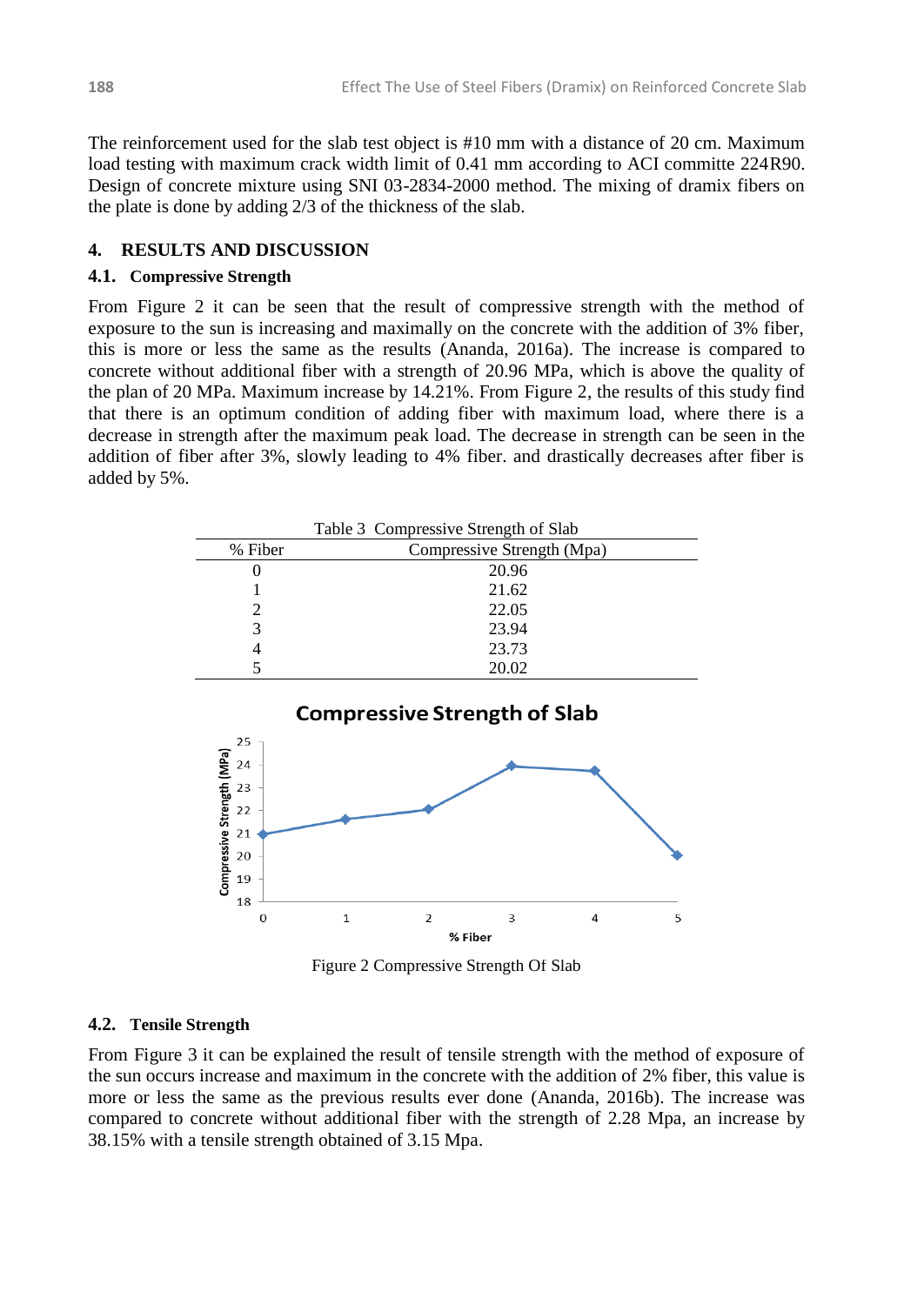The reinforcement used for the slab test object is #10 mm with a distance of 20 cm. Maximum load testing with maximum crack width limit of 0.41 mm according to ACI committe 224R90. Design of concrete mixture using SNI 03-2834-2000 method. The mixing of dramix fibers on the plate is done by adding 2/3 of the thickness of the slab.

## 4. RESULTS AND DISCUSSION

### 4.1. Compressive Strength

From Figure 2 it can be seen that the result of compressive strength with the method of exposure to the sun is increasing and maximally on the concrete with the addition of 3% fiber, this is more or less the same as the results (Ananda, 2016a). The increase is compared to concrete without additional fiber with a strength of 20.96 MPa, which is above the quality of the plan of 20 MPa. Maximum increase by 14.21%. From Figure 2, the results of this study find that there is an optimum condition of adding fiber with maximum load, where there is a decrease in strength after the maximum peak load. The decrease in strength can be seen in the addition of fiber after 3%, slowly leading to 4% fiber. and drastically decreases after fiber is added by 5%.

Table 3 Compressive Strength of Slab

| % Fiber | Compressive Strength (Mpa) |
|---|---|
| 0 | 20.96 |
| 1 | 21.62 |
| 2 | 22.05 |
| 3 | 23.94 |
| 4 | 23.73 |
| 5 | 20.02 |

Figure 2 Compressive Strength Of Slab

### 4.2. Tensile Strength

From Figure 3 it can be explained the result of tensile strength with the method of exposure of the sun occurs increase and maximum in the concrete with the addition of 2% fiber, this value is more or less the same as the previous results ever done (Ananda, 2016b). The increase was compared to concrete without additional fiber with the strength of 2.28 Mpa, an increase by 38.15% with a tensile strength obtained of 3.15 Mpa.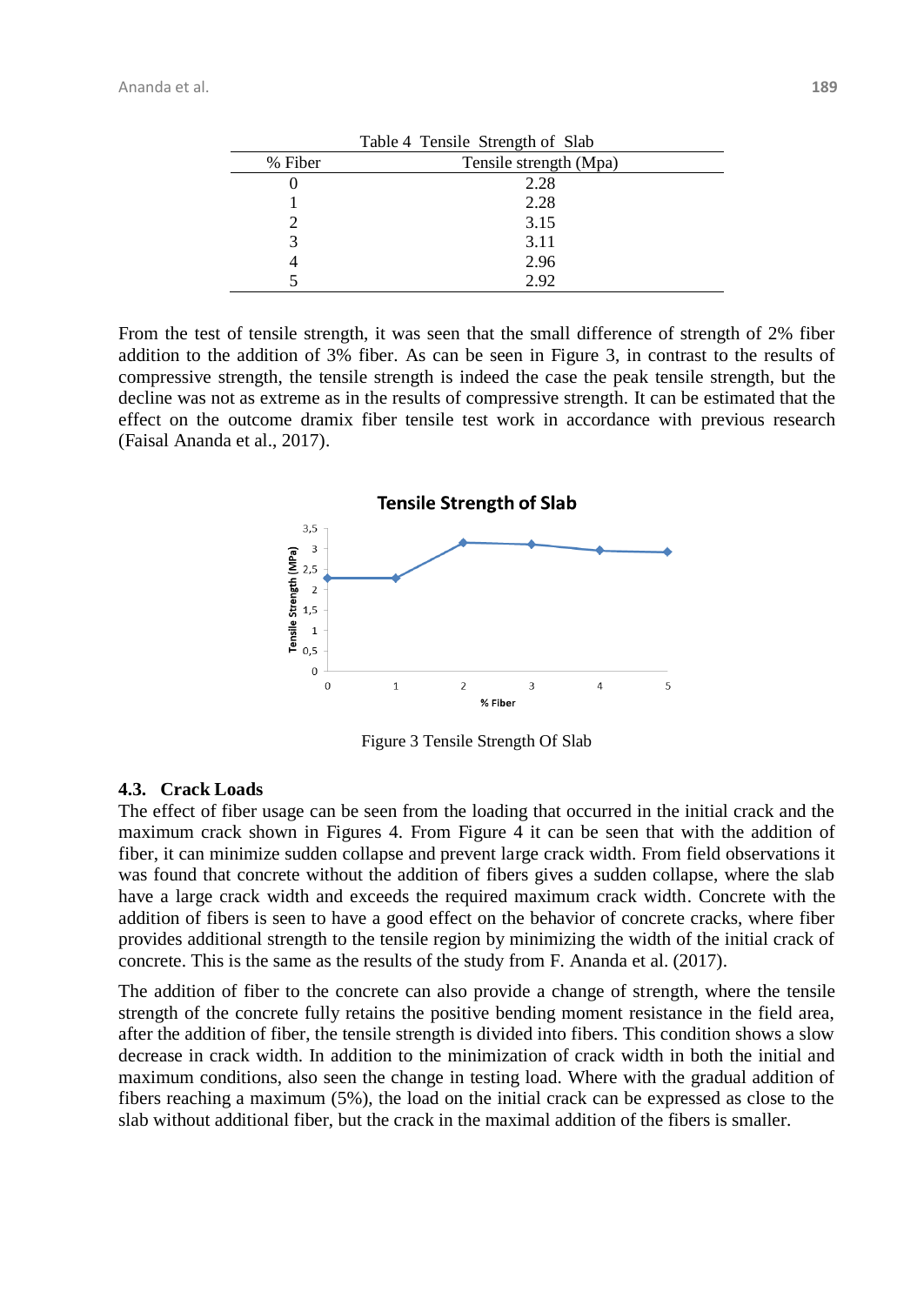Table 4 Tensile Strength of Slab

| % Fiber | Tensile strength (Mpa) |
|---|---|
| 0 | 2.28 |
| 1 | 2.28 |
| 2 | 3.15 |
| 3 | 3.11 |
| 4 | 2.96 |
| 5 | 2.92 |

From the test of tensile strength, it was seen that the small difference of strength of 2% fiber addition to the addition of 3% fiber. As can be seen in Figure 3, in contrast to the results of compressive strength, the tensile strength is indeed the case the peak tensile strength, but the decline was not as extreme as in the results of compressive strength. It can be estimated that the effect on the outcome dramix fiber tensile test work in accordance with previous research (Faisal Ananda et al., 2017).

Figure 3 Tensile Strength Of Slab

### 4.3. Crack Loads

The effect of fiber usage can be seen from the loading that occurred in the initial crack and the maximum crack shown in Figures 4. From Figure 4 it can be seen that with the addition of fiber, it can minimize sudden collapse and prevent large crack width. From field observations it was found that concrete without the addition of fibers gives a sudden collapse, where the slab have a large crack width and exceeds the required maximum crack width. Concrete with the addition of fibers is seen to have a good effect on the behavior of concrete cracks, where fiber provides additional strength to the tensile region by minimizing the width of the initial crack of concrete. This is the same as the results of the study from F. Ananda et al. (2017).

The addition of fiber to the concrete can also provide a change of strength, where the tensile strength of the concrete fully retains the positive bending moment resistance in the field area, after the addition of fiber, the tensile strength is divided into fibers. This condition shows a slow decrease in crack width. In addition to the minimization of crack width in both the initial and maximum conditions, also seen the change in testing load. Where with the gradual addition of fibers reaching a maximum (5%), the load on the initial crack can be expressed as close to the slab without additional fiber, but the crack in the maximal addition of the fibers is smaller.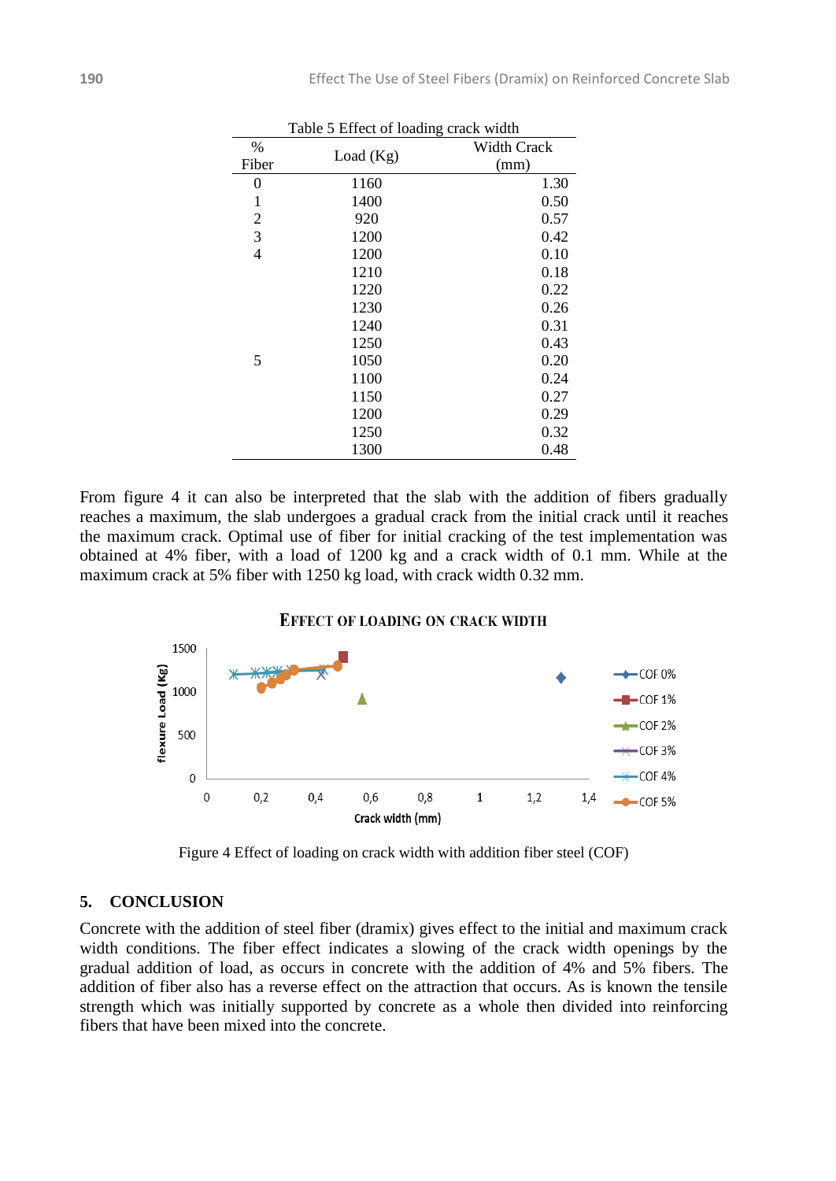Table 5 Effect of loading crack width

| % Fiber | Load (Kg) | Width Crack (mm) |
|---|---|---|
| 0 | 1160 | 1.30 |
| 1 | 1400 | 0.50 |
| 2 | 920 | 0.57 |
| 3 | 1200 | 0.42 |
| 4 | 1200 | 0.10 |
| | 1210 | 0.18 |
| | 1220 | 0.22 |
| | 1230 | 0.26 |
| | 1240 | 0.31 |
| | 1250 | 0.43 |
| 5 | 1050 | 0.20 |
| | 1100 | 0.24 |
| | 1150 | 0.27 |
| | 1200 | 0.29 |
| | 1250 | 0.32 |
| | 1300 | 0.48 |

From figure 4 it can also be interpreted that the slab with the addition of fibers gradually reaches a maximum, the slab undergoes a gradual crack from the initial crack until it reaches the maximum crack. Optimal use of fiber for initial cracking of the test implementation was obtained at 4% fiber, with a load of 1200 kg and a crack width of 0.1 mm. While at the maximum crack at 5% fiber with 1250 kg load, with crack width 0.32 mm.

Figure 4 Effect of loading on crack width with addition fiber steel (COF)

## 5. CONCLUSION

Concrete with the addition of steel fiber (dramix) gives effect to the initial and maximum crack width conditions. The fiber effect indicates a slowing of the crack width openings by the gradual addition of load, as occurs in concrete with the addition of 4% and 5% fibers. The addition of fiber also has a reverse effect on the attraction that occurs. As is known the tensile strength which was initially supported by concrete as a whole then divided into reinforcing fibers that have been mixed into the concrete.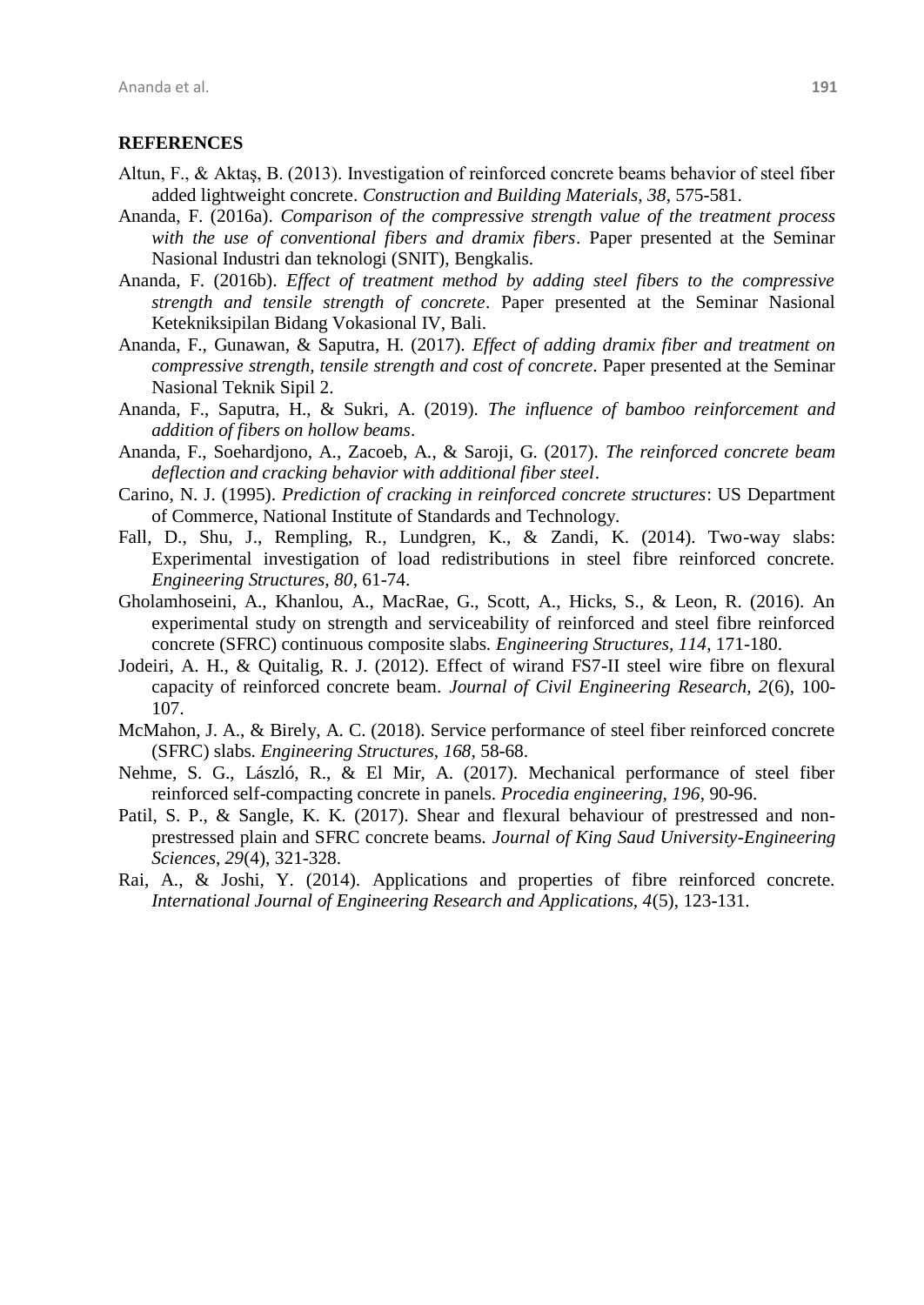## REFERENCES

Altun, F., & Aktaş, B. (2013). Investigation of reinforced concrete beams behavior of steel fiber added lightweight concrete. *Construction and Building Materials, 38*, 575-581.

Ananda, F. (2016a). *Comparison of the compressive strength value of the treatment process with the use of conventional fibers and dramix fibers*. Paper presented at the Seminar Nasional Industri dan teknologi (SNIT), Bengkalis.

Ananda, F. (2016b). *Effect of treatment method by adding steel fibers to the compressive strength and tensile strength of concrete*. Paper presented at the Seminar Nasional Ketekniksipilan Bidang Vokasional IV, Bali.

Ananda, F., Gunawan, & Saputra, H. (2017). *Effect of adding dramix fiber and treatment on compressive strength, tensile strength and cost of concrete*. Paper presented at the Seminar Nasional Teknik Sipil 2.

Ananda, F., Saputra, H., & Sukri, A. (2019). *The influence of bamboo reinforcement and addition of fibers on hollow beams*.

Ananda, F., Soehardjono, A., Zacoeb, A., & Saroji, G. (2017). *The reinforced concrete beam deflection and cracking behavior with additional fiber steel*.

Carino, N. J. (1995). *Prediction of cracking in reinforced concrete structures*: US Department of Commerce, National Institute of Standards and Technology.

Fall, D., Shu, J., Rempling, R., Lundgren, K., & Zandi, K. (2014). Two-way slabs: Experimental investigation of load redistributions in steel fibre reinforced concrete. *Engineering Structures, 80*, 61-74.

Gholamhoseini, A., Khanlou, A., MacRae, G., Scott, A., Hicks, S., & Leon, R. (2016). An experimental study on strength and serviceability of reinforced and steel fibre reinforced concrete (SFRC) continuous composite slabs. *Engineering Structures, 114*, 171-180.

Jodeiri, A. H., & Quitalig, R. J. (2012). Effect of wirand FS7-II steel wire fibre on flexural capacity of reinforced concrete beam. *Journal of Civil Engineering Research, 2*(6), 100-107.

McMahon, J. A., & Birely, A. C. (2018). Service performance of steel fiber reinforced concrete (SFRC) slabs. *Engineering Structures, 168*, 58-68.

Nehme, S. G., László, R., & El Mir, A. (2017). Mechanical performance of steel fiber reinforced self-compacting concrete in panels. *Procedia engineering, 196*, 90-96.

Patil, S. P., & Sangle, K. K. (2017). Shear and flexural behaviour of prestressed and non-prestressed plain and SFRC concrete beams. *Journal of King Saud University-Engineering Sciences, 29*(4), 321-328.

Rai, A., & Joshi, Y. (2014). Applications and properties of fibre reinforced concrete. *International Journal of Engineering Research and Applications, 4*(5), 123-131.